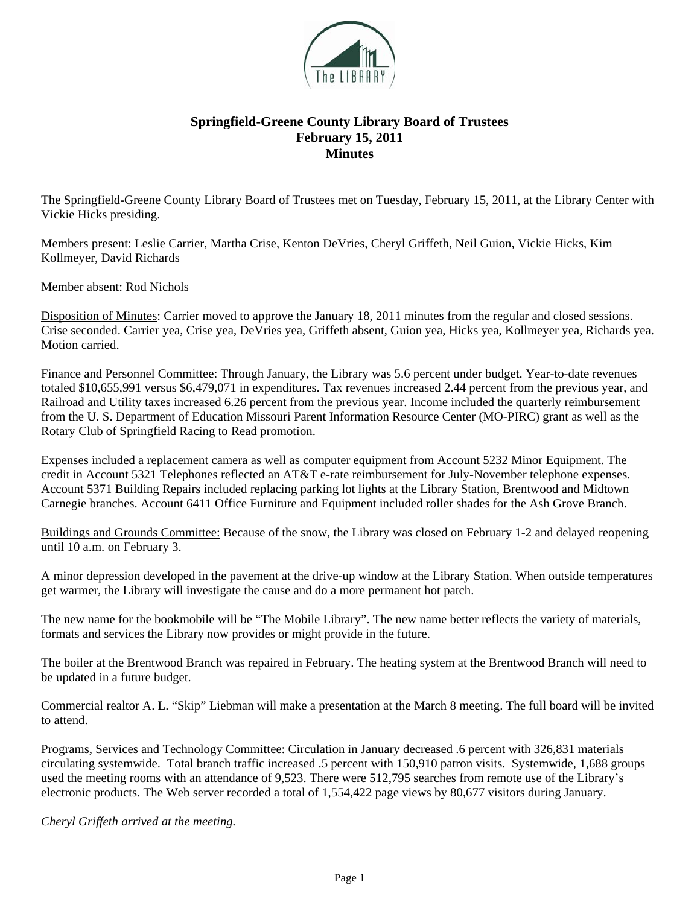# Springfield-Greene County Library Board of Trustees
## February 15, 2011
## Minutes

The Springfield-Greene County Library Board of Trustees met on Tuesday, February 15, 2011, at the Library Center with Vickie Hicks presiding.

Members present: Leslie Carrier, Martha Crise, Kenton DeVries, Cheryl Griffeth, Neil Guion, Vickie Hicks, Kim Kollmeyer, David Richards

Member absent: Rod Nichols

Disposition of Minutes: Carrier moved to approve the January 18, 2011 minutes from the regular and closed sessions. Crise seconded. Carrier yea, Crise yea, DeVries yea, Griffeth absent, Guion yea, Hicks yea, Kollmeyer yea, Richards yea. Motion carried.

Finance and Personnel Committee: Through January, the Library was 5.6 percent under budget. Year-to-date revenues totaled $10,655,991 versus $6,479,071 in expenditures. Tax revenues increased 2.44 percent from the previous year, and Railroad and Utility taxes increased 6.26 percent from the previous year. Income included the quarterly reimbursement from the U. S. Department of Education Missouri Parent Information Resource Center (MO-PIRC) grant as well as the Rotary Club of Springfield Racing to Read promotion.

Expenses included a replacement camera as well as computer equipment from Account 5232 Minor Equipment. The credit in Account 5321 Telephones reflected an AT&T e-rate reimbursement for July-November telephone expenses. Account 5371 Building Repairs included replacing parking lot lights at the Library Station, Brentwood and Midtown Carnegie branches. Account 6411 Office Furniture and Equipment included roller shades for the Ash Grove Branch.

Buildings and Grounds Committee: Because of the snow, the Library was closed on February 1-2 and delayed reopening until 10 a.m. on February 3.

A minor depression developed in the pavement at the drive-up window at the Library Station. When outside temperatures get warmer, the Library will investigate the cause and do a more permanent hot patch.

The new name for the bookmobile will be "The Mobile Library". The new name better reflects the variety of materials, formats and services the Library now provides or might provide in the future.

The boiler at the Brentwood Branch was repaired in February. The heating system at the Brentwood Branch will need to be updated in a future budget.

Commercial realtor A. L. "Skip" Liebman will make a presentation at the March 8 meeting. The full board will be invited to attend.

Programs, Services and Technology Committee: Circulation in January decreased .6 percent with 326,831 materials circulating systemwide. Total branch traffic increased .5 percent with 150,910 patron visits. Systemwide, 1,688 groups used the meeting rooms with an attendance of 9,523. There were 512,795 searches from remote use of the Library's electronic products. The Web server recorded a total of 1,554,422 page views by 80,677 visitors during January.

*Cheryl Griffeth arrived at the meeting.*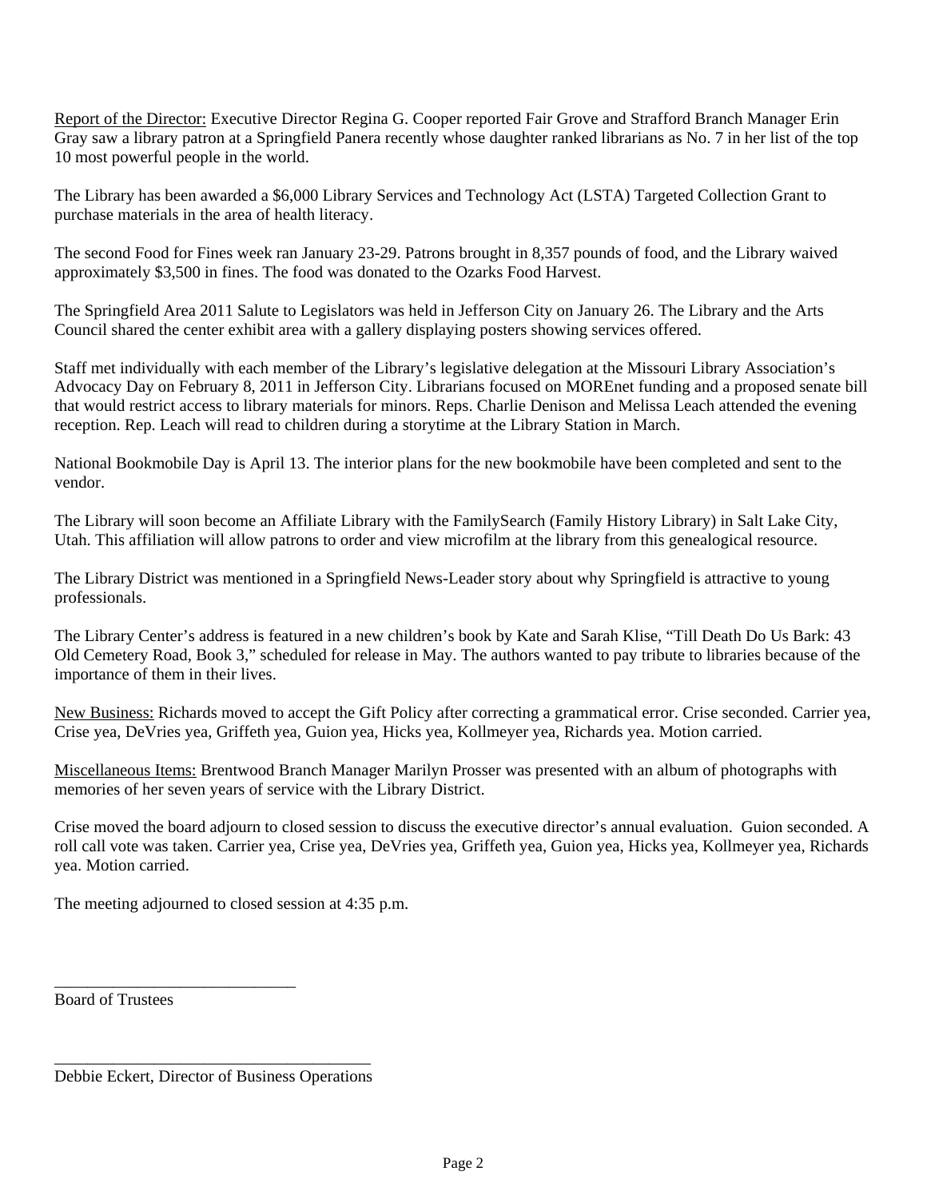Report of the Director: Executive Director Regina G. Cooper reported Fair Grove and Strafford Branch Manager Erin Gray saw a library patron at a Springfield Panera recently whose daughter ranked librarians as No. 7 in her list of the top 10 most powerful people in the world.

The Library has been awarded a $6,000 Library Services and Technology Act (LSTA) Targeted Collection Grant to purchase materials in the area of health literacy.

The second Food for Fines week ran January 23-29. Patrons brought in 8,357 pounds of food, and the Library waived approximately $3,500 in fines. The food was donated to the Ozarks Food Harvest.

The Springfield Area 2011 Salute to Legislators was held in Jefferson City on January 26. The Library and the Arts Council shared the center exhibit area with a gallery displaying posters showing services offered.

Staff met individually with each member of the Library's legislative delegation at the Missouri Library Association's Advocacy Day on February 8, 2011 in Jefferson City. Librarians focused on MOREnet funding and a proposed senate bill that would restrict access to library materials for minors. Reps. Charlie Denison and Melissa Leach attended the evening reception. Rep. Leach will read to children during a storytime at the Library Station in March.

National Bookmobile Day is April 13. The interior plans for the new bookmobile have been completed and sent to the vendor.

The Library will soon become an Affiliate Library with the FamilySearch (Family History Library) in Salt Lake City, Utah. This affiliation will allow patrons to order and view microfilm at the library from this genealogical resource.

The Library District was mentioned in a Springfield News-Leader story about why Springfield is attractive to young professionals.

The Library Center's address is featured in a new children's book by Kate and Sarah Klise, "Till Death Do Us Bark: 43 Old Cemetery Road, Book 3," scheduled for release in May. The authors wanted to pay tribute to libraries because of the importance of them in their lives.

New Business: Richards moved to accept the Gift Policy after correcting a grammatical error. Crise seconded. Carrier yea, Crise yea, DeVries yea, Griffeth yea, Guion yea, Hicks yea, Kollmeyer yea, Richards yea. Motion carried.

Miscellaneous Items: Brentwood Branch Manager Marilyn Prosser was presented with an album of photographs with memories of her seven years of service with the Library District.

Crise moved the board adjourn to closed session to discuss the executive director's annual evaluation. Guion seconded. A roll call vote was taken. Carrier yea, Crise yea, DeVries yea, Griffeth yea, Guion yea, Hicks yea, Kollmeyer yea, Richards yea. Motion carried.

The meeting adjourned to closed session at 4:35 p.m.

_____________________________
Board of Trustees

______________________________________
Debbie Eckert, Director of Business Operations